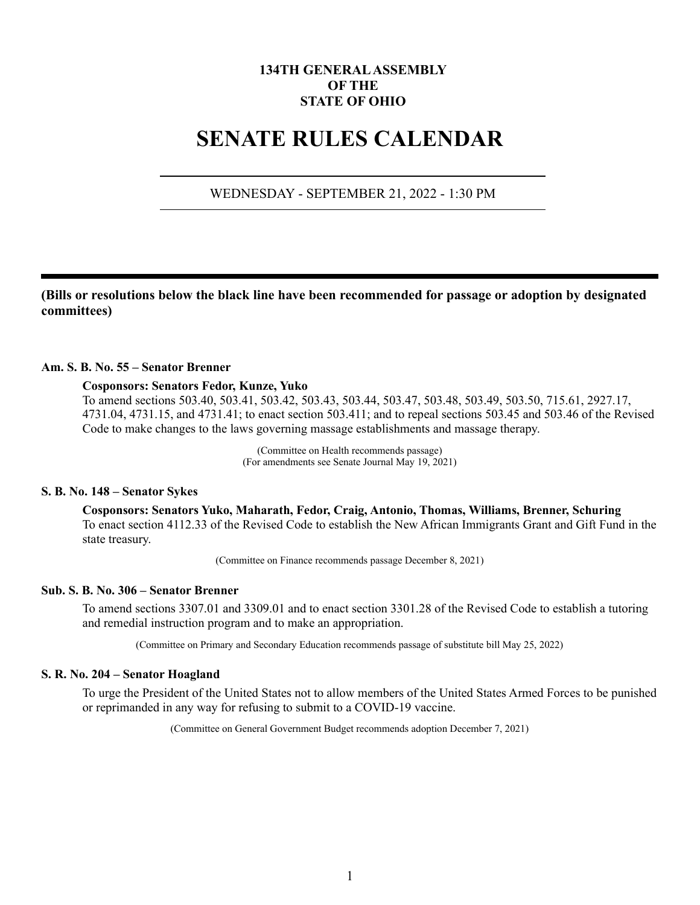**134TH GENERAL ASSEMBLY**
**OF THE**
**STATE OF OHIO**

# SENATE RULES CALENDAR

WEDNESDAY - SEPTEMBER 21, 2022 - 1:30 PM

---

**(Bills or resolutions below the black line have been recommended for passage or adoption by designated committees)**

### Am. S. B. No. 55 – Senator Brenner

**Cosponsors: Senators Fedor, Kunze, Yuko**

To amend sections 503.40, 503.41, 503.42, 503.43, 503.44, 503.47, 503.48, 503.49, 503.50, 715.61, 2927.17, 4731.04, 4731.15, and 4731.41; to enact section 503.411; and to repeal sections 503.45 and 503.46 of the Revised Code to make changes to the laws governing massage establishments and massage therapy.

(Committee on Health recommends passage)
(For amendments see Senate Journal May 19, 2021)

### S. B. No. 148 – Senator Sykes

**Cosponsors: Senators Yuko, Maharath, Fedor, Craig, Antonio, Thomas, Williams, Brenner, Schuring**

To enact section 4112.33 of the Revised Code to establish the New African Immigrants Grant and Gift Fund in the state treasury.

(Committee on Finance recommends passage December 8, 2021)

### Sub. S. B. No. 306 – Senator Brenner

To amend sections 3307.01 and 3309.01 and to enact section 3301.28 of the Revised Code to establish a tutoring and remedial instruction program and to make an appropriation.

(Committee on Primary and Secondary Education recommends passage of substitute bill May 25, 2022)

### S. R. No. 204 – Senator Hoagland

To urge the President of the United States not to allow members of the United States Armed Forces to be punished or reprimanded in any way for refusing to submit to a COVID-19 vaccine.

(Committee on General Government Budget recommends adoption December 7, 2021)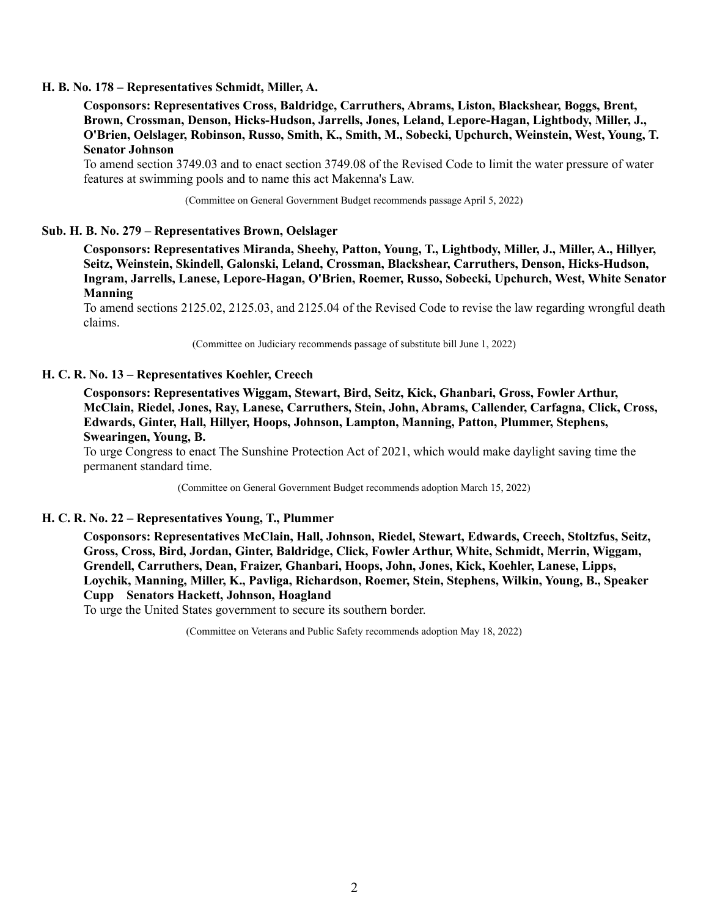**H. B. No. 178 – Representatives Schmidt, Miller, A.**

**Cosponsors: Representatives Cross, Baldridge, Carruthers, Abrams, Liston, Blackshear, Boggs, Brent, Brown, Crossman, Denson, Hicks-Hudson, Jarrells, Jones, Leland, Lepore-Hagan, Lightbody, Miller, J., O'Brien, Oelslager, Robinson, Russo, Smith, K., Smith, M., Sobecki, Upchurch, Weinstein, West, Young, T. Senator Johnson**

To amend section 3749.03 and to enact section 3749.08 of the Revised Code to limit the water pressure of water features at swimming pools and to name this act Makenna's Law.

(Committee on General Government Budget recommends passage April 5, 2022)

**Sub. H. B. No. 279 – Representatives Brown, Oelslager**

**Cosponsors: Representatives Miranda, Sheehy, Patton, Young, T., Lightbody, Miller, J., Miller, A., Hillyer, Seitz, Weinstein, Skindell, Galonski, Leland, Crossman, Blackshear, Carruthers, Denson, Hicks-Hudson, Ingram, Jarrells, Lanese, Lepore-Hagan, O'Brien, Roemer, Russo, Sobecki, Upchurch, West, White Senator Manning**

To amend sections 2125.02, 2125.03, and 2125.04 of the Revised Code to revise the law regarding wrongful death claims.

(Committee on Judiciary recommends passage of substitute bill June 1, 2022)

**H. C. R. No. 13 – Representatives Koehler, Creech**

**Cosponsors: Representatives Wiggam, Stewart, Bird, Seitz, Kick, Ghanbari, Gross, Fowler Arthur, McClain, Riedel, Jones, Ray, Lanese, Carruthers, Stein, John, Abrams, Callender, Carfagna, Click, Cross, Edwards, Ginter, Hall, Hillyer, Hoops, Johnson, Lampton, Manning, Patton, Plummer, Stephens, Swearingen, Young, B.**

To urge Congress to enact The Sunshine Protection Act of 2021, which would make daylight saving time the permanent standard time.

(Committee on General Government Budget recommends adoption March 15, 2022)

**H. C. R. No. 22 – Representatives Young, T., Plummer**

**Cosponsors: Representatives McClain, Hall, Johnson, Riedel, Stewart, Edwards, Creech, Stoltzfus, Seitz, Gross, Cross, Bird, Jordan, Ginter, Baldridge, Click, Fowler Arthur, White, Schmidt, Merrin, Wiggam, Grendell, Carruthers, Dean, Fraizer, Ghanbari, Hoops, John, Jones, Kick, Koehler, Lanese, Lipps, Loychik, Manning, Miller, K., Pavliga, Richardson, Roemer, Stein, Stephens, Wilkin, Young, B., Speaker Cupp Senators Hackett, Johnson, Hoagland**

To urge the United States government to secure its southern border.

(Committee on Veterans and Public Safety recommends adoption May 18, 2022)